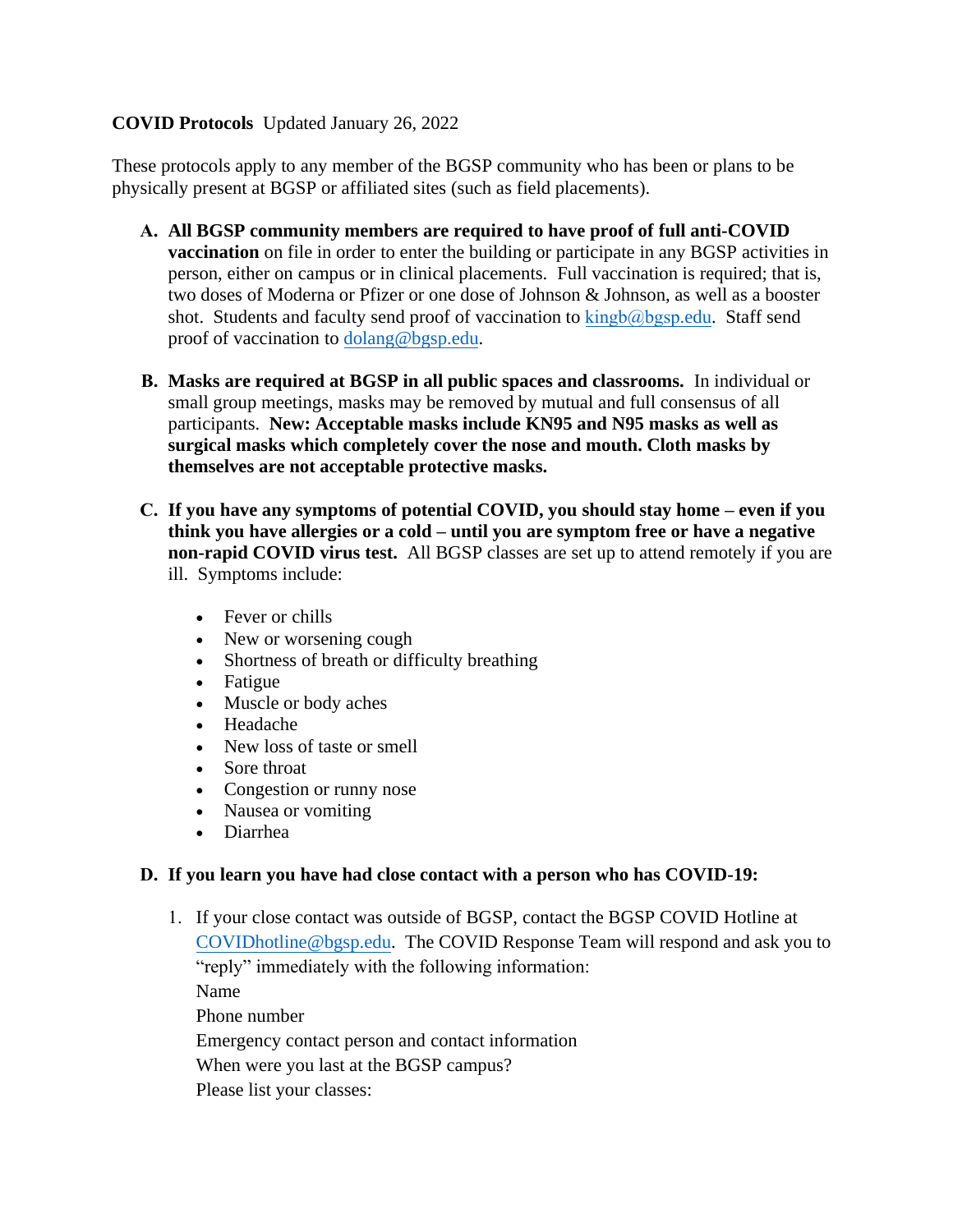**COVID Protocols** Updated January 26, 2022

These protocols apply to any member of the BGSP community who has been or plans to be physically present at BGSP or affiliated sites (such as field placements).

A. **All BGSP community members are required to have proof of full anti-COVID vaccination** on file in order to enter the building or participate in any BGSP activities in person, either on campus or in clinical placements. Full vaccination is required; that is, two doses of Moderna or Pfizer or one dose of Johnson & Johnson, as well as a booster shot. Students and faculty send proof of vaccination to kingb@bgsp.edu. Staff send proof of vaccination to dolang@bgsp.edu.

B. **Masks are required at BGSP in all public spaces and classrooms.** In individual or small group meetings, masks may be removed by mutual and full consensus of all participants. **New: Acceptable masks include KN95 and N95 masks as well as surgical masks which completely cover the nose and mouth. Cloth masks by themselves are not acceptable protective masks.**

C. **If you have any symptoms of potential COVID, you should stay home – even if you think you have allergies or a cold – until you are symptom free or have a negative non-rapid COVID virus test.** All BGSP classes are set up to attend remotely if you are ill. Symptoms include:

   - Fever or chills
   - New or worsening cough
   - Shortness of breath or difficulty breathing
   - Fatigue
   - Muscle or body aches
   - Headache
   - New loss of taste or smell
   - Sore throat
   - Congestion or runny nose
   - Nausea or vomiting
   - Diarrhea

D. **If you learn you have had close contact with a person who has COVID-19:**

   1. If your close contact was outside of BGSP, contact the BGSP COVID Hotline at COVIDhotline@bgsp.edu. The COVID Response Team will respond and ask you to "reply" immediately with the following information:
      Name
      Phone number
      Emergency contact person and contact information
      When were you last at the BGSP campus?
      Please list your classes: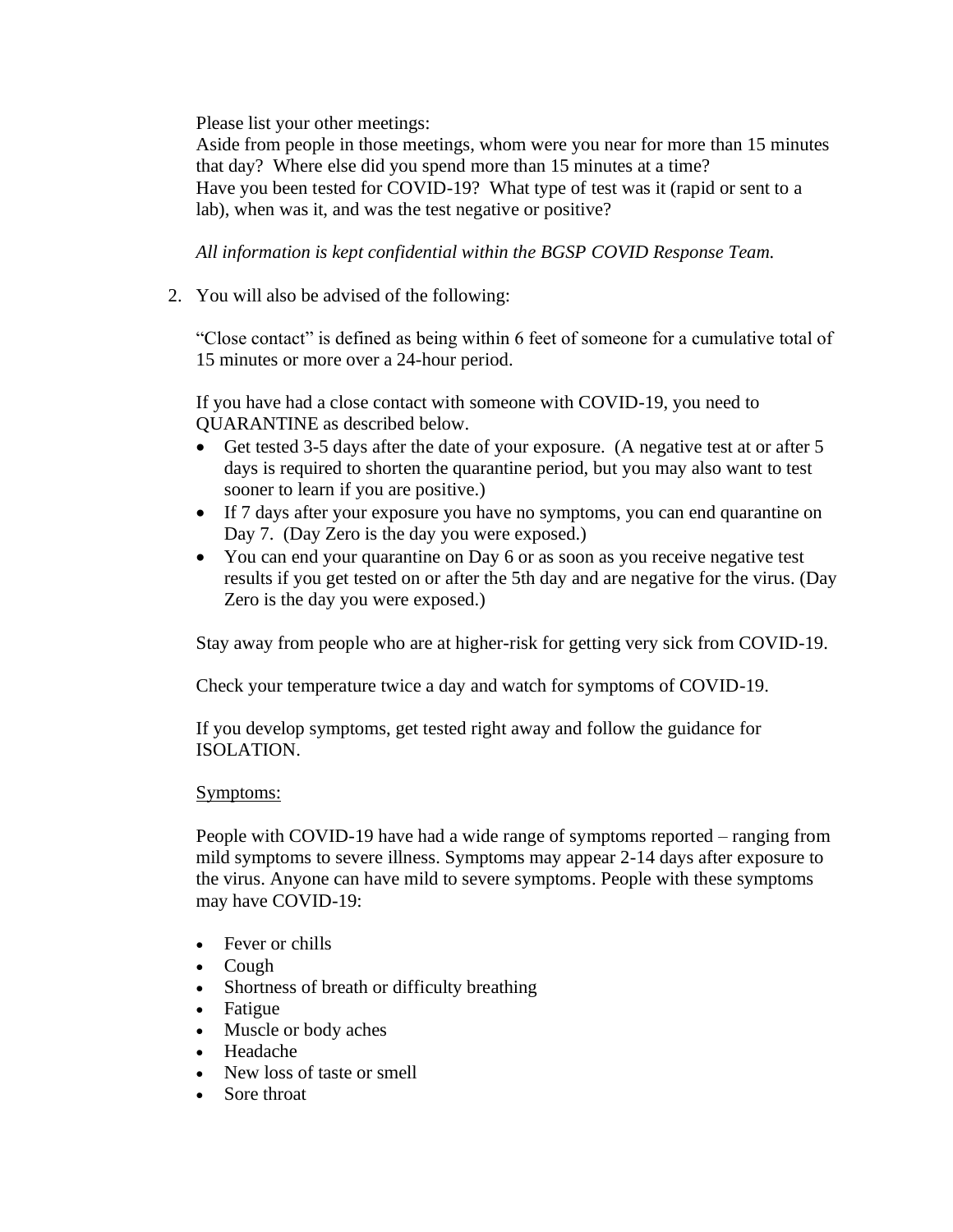Please list your other meetings:
Aside from people in those meetings, whom were you near for more than 15 minutes that day? Where else did you spend more than 15 minutes at a time?
Have you been tested for COVID-19? What type of test was it (rapid or sent to a lab), when was it, and was the test negative or positive?

*All information is kept confidential within the BGSP COVID Response Team.*

2. You will also be advised of the following:

   "Close contact" is defined as being within 6 feet of someone for a cumulative total of 15 minutes or more over a 24-hour period.

   If you have had a close contact with someone with COVID-19, you need to QUARANTINE as described below.

   - Get tested 3-5 days after the date of your exposure. (A negative test at or after 5 days is required to shorten the quarantine period, but you may also want to test sooner to learn if you are positive.)
   - If 7 days after your exposure you have no symptoms, you can end quarantine on Day 7. (Day Zero is the day you were exposed.)
   - You can end your quarantine on Day 6 or as soon as you receive negative test results if you get tested on or after the 5th day and are negative for the virus. (Day Zero is the day you were exposed.)

   Stay away from people who are at higher-risk for getting very sick from COVID-19.

   Check your temperature twice a day and watch for symptoms of COVID-19.

   If you develop symptoms, get tested right away and follow the guidance for ISOLATION.

   Symptoms:

   People with COVID-19 have had a wide range of symptoms reported – ranging from mild symptoms to severe illness. Symptoms may appear 2-14 days after exposure to the virus. Anyone can have mild to severe symptoms. People with these symptoms may have COVID-19:

   - Fever or chills
   - Cough
   - Shortness of breath or difficulty breathing
   - Fatigue
   - Muscle or body aches
   - Headache
   - New loss of taste or smell
   - Sore throat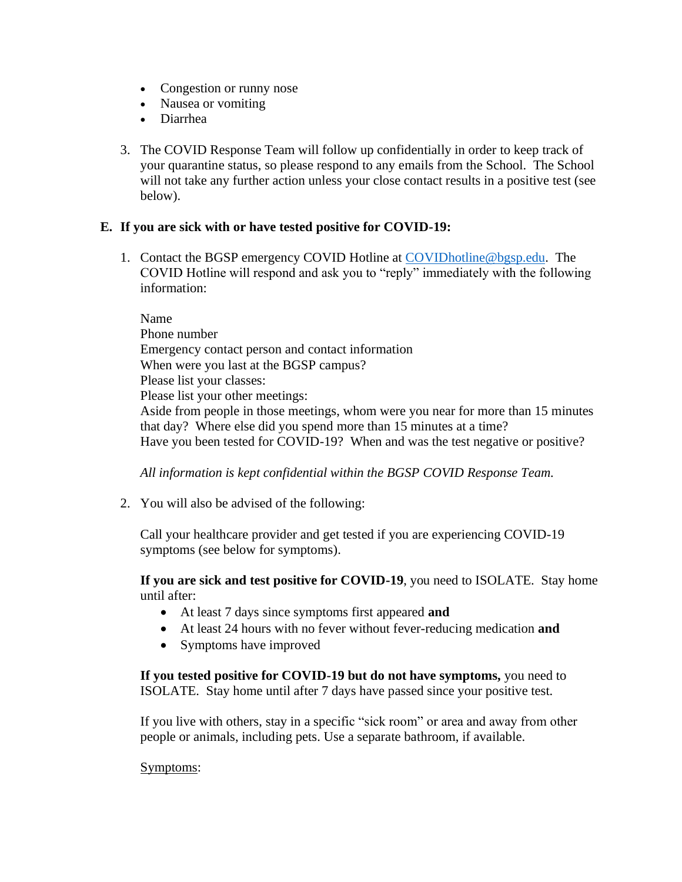- Congestion or runny nose
- Nausea or vomiting
- Diarrhea

3. The COVID Response Team will follow up confidentially in order to keep track of your quarantine status, so please respond to any emails from the School. The School will not take any further action unless your close contact results in a positive test (see below).

## E. If you are sick with or have tested positive for COVID-19:

1. Contact the BGSP emergency COVID Hotline at [COVIDhotline@bgsp.edu](mailto:COVIDhotline@bgsp.edu). The COVID Hotline will respond and ask you to "reply" immediately with the following information:

   Name
   Phone number
   Emergency contact person and contact information
   When were you last at the BGSP campus?
   Please list your classes:
   Please list your other meetings:
   Aside from people in those meetings, whom were you near for more than 15 minutes that day? Where else did you spend more than 15 minutes at a time?
   Have you been tested for COVID-19? When and was the test negative or positive?

   *All information is kept confidential within the BGSP COVID Response Team.*

2. You will also be advised of the following:

   Call your healthcare provider and get tested if you are experiencing COVID-19 symptoms (see below for symptoms).

   **If you are sick and test positive for COVID-19**, you need to ISOLATE. Stay home until after:
   - At least 7 days since symptoms first appeared **and**
   - At least 24 hours with no fever without fever-reducing medication **and**
   - Symptoms have improved

   **If you tested positive for COVID-19 but do not have symptoms,** you need to ISOLATE. Stay home until after 7 days have passed since your positive test.

   If you live with others, stay in a specific "sick room" or area and away from other people or animals, including pets. Use a separate bathroom, if available.

   <u>Symptoms</u>: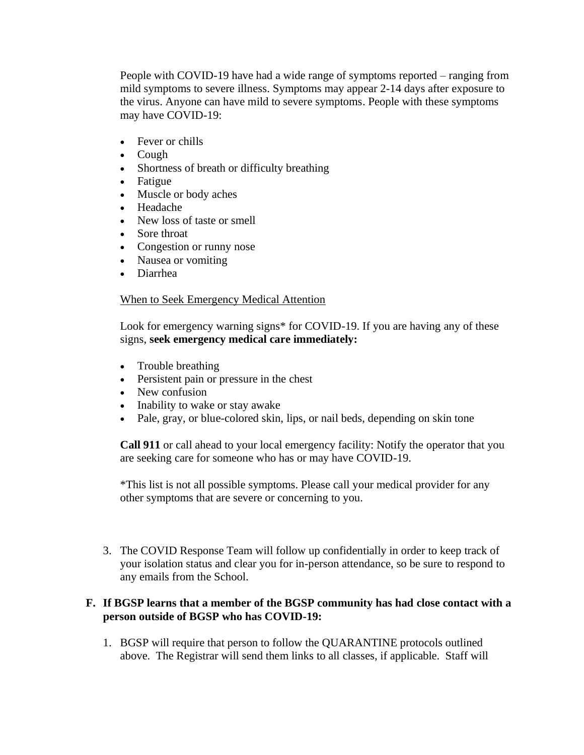People with COVID-19 have had a wide range of symptoms reported – ranging from mild symptoms to severe illness. Symptoms may appear 2-14 days after exposure to the virus. Anyone can have mild to severe symptoms. People with these symptoms may have COVID-19:

- Fever or chills
- Cough
- Shortness of breath or difficulty breathing
- Fatigue
- Muscle or body aches
- Headache
- New loss of taste or smell
- Sore throat
- Congestion or runny nose
- Nausea or vomiting
- Diarrhea

<u>When to Seek Emergency Medical Attention</u>

Look for emergency warning signs* for COVID-19. If you are having any of these signs, **seek emergency medical care immediately:**

- Trouble breathing
- Persistent pain or pressure in the chest
- New confusion
- Inability to wake or stay awake
- Pale, gray, or blue-colored skin, lips, or nail beds, depending on skin tone

**Call 911** or call ahead to your local emergency facility: Notify the operator that you are seeking care for someone who has or may have COVID-19.

*This list is not all possible symptoms. Please call your medical provider for any other symptoms that are severe or concerning to you.

3. The COVID Response Team will follow up confidentially in order to keep track of your isolation status and clear you for in-person attendance, so be sure to respond to any emails from the School.

**F. If BGSP learns that a member of the BGSP community has had close contact with a person outside of BGSP who has COVID-19:**

1. BGSP will require that person to follow the QUARANTINE protocols outlined above. The Registrar will send them links to all classes, if applicable. Staff will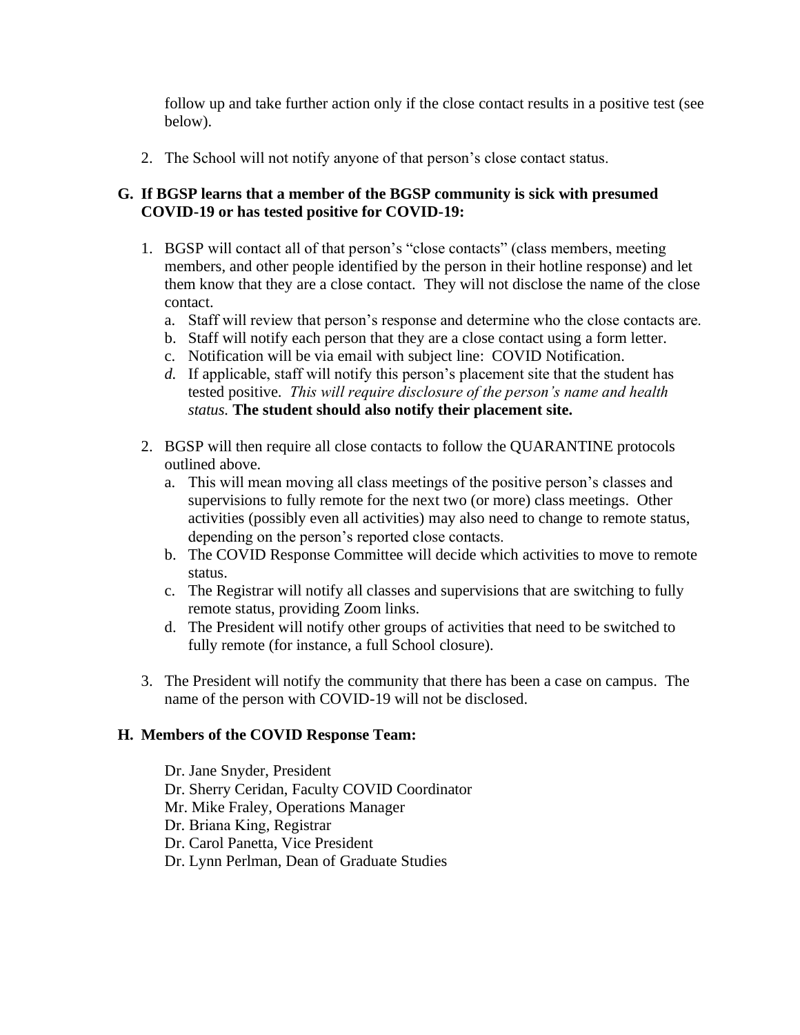follow up and take further action only if the close contact results in a positive test (see below).

2. The School will not notify anyone of that person's close contact status.

### G. If BGSP learns that a member of the BGSP community is sick with presumed COVID-19 or has tested positive for COVID-19:

1. BGSP will contact all of that person's "close contacts" (class members, meeting members, and other people identified by the person in their hotline response) and let them know that they are a close contact. They will not disclose the name of the close contact.
   a. Staff will review that person's response and determine who the close contacts are.
   b. Staff will notify each person that they are a close contact using a form letter.
   c. Notification will be via email with subject line: COVID Notification.
   d. If applicable, staff will notify this person's placement site that the student has tested positive. *This will require disclosure of the person's name and health status.* **The student should also notify their placement site.**

2. BGSP will then require all close contacts to follow the QUARANTINE protocols outlined above.
   a. This will mean moving all class meetings of the positive person's classes and supervisions to fully remote for the next two (or more) class meetings. Other activities (possibly even all activities) may also need to change to remote status, depending on the person's reported close contacts.
   b. The COVID Response Committee will decide which activities to move to remote status.
   c. The Registrar will notify all classes and supervisions that are switching to fully remote status, providing Zoom links.
   d. The President will notify other groups of activities that need to be switched to fully remote (for instance, a full School closure).

3. The President will notify the community that there has been a case on campus. The name of the person with COVID-19 will not be disclosed.

### H. Members of the COVID Response Team:

Dr. Jane Snyder, President
Dr. Sherry Ceridan, Faculty COVID Coordinator
Mr. Mike Fraley, Operations Manager
Dr. Briana King, Registrar
Dr. Carol Panetta, Vice President
Dr. Lynn Perlman, Dean of Graduate Studies